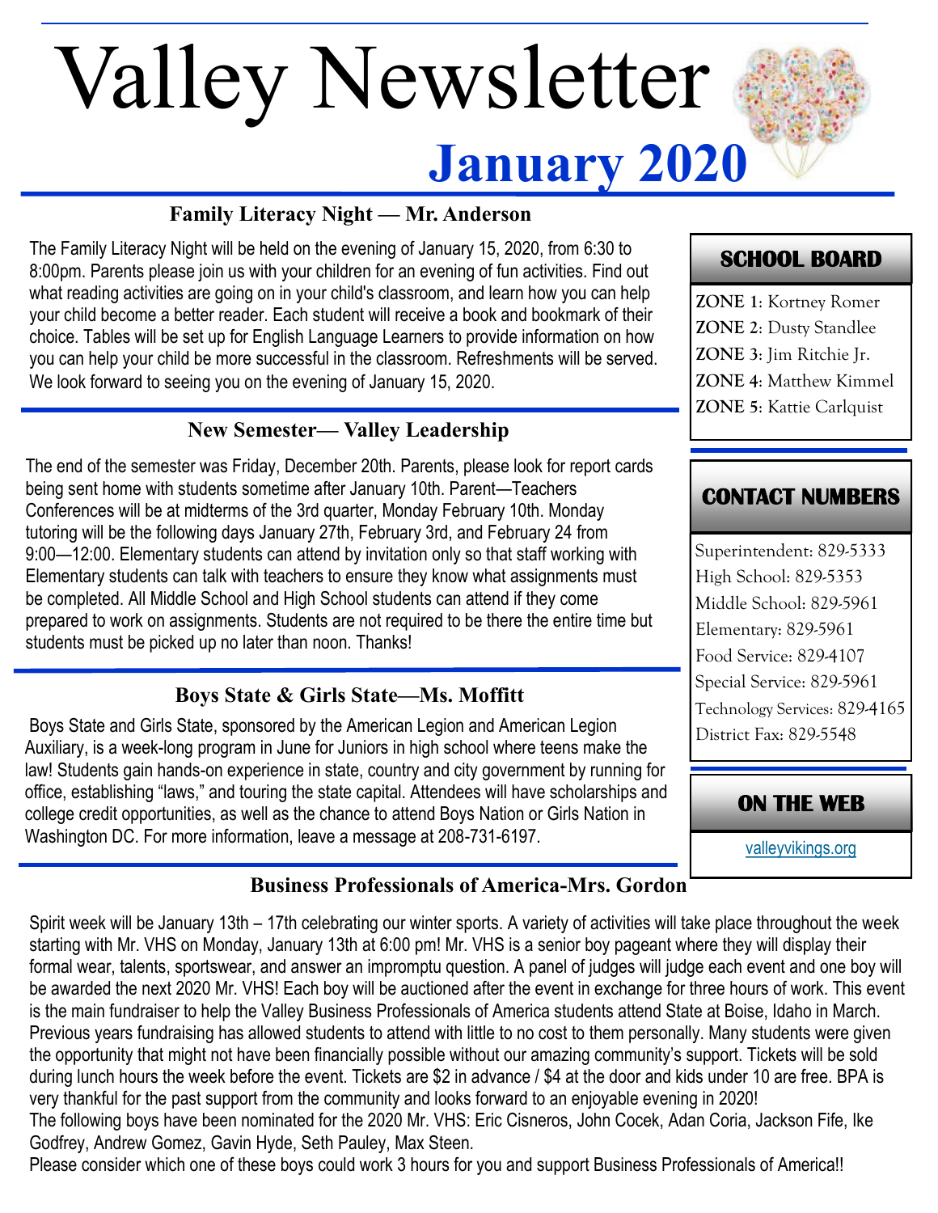# Valley Newsletter

## January 2020

### Family Literacy Night — Mr. Anderson

The Family Literacy Night will be held on the evening of January 15, 2020, from 6:30 to 8:00pm. Parents please join us with your children for an evening of fun activities. Find out what reading activities are going on in your child's classroom, and learn how you can help your child become a better reader. Each student will receive a book and bookmark of their choice. Tables will be set up for English Language Learners to provide information on how you can help your child be more successful in the classroom. Refreshments will be served. We look forward to seeing you on the evening of January 15, 2020.

### New Semester— Valley Leadership

The end of the semester was Friday, December 20th. Parents, please look for report cards being sent home with students sometime after January 10th. Parent—Teachers Conferences will be at midterms of the 3rd quarter, Monday February 10th. Monday tutoring will be the following days January 27th, February 3rd, and February 24 from 9:00—12:00. Elementary students can attend by invitation only so that staff working with Elementary students can talk with teachers to ensure they know what assignments must be completed. All Middle School and High School students can attend if they come prepared to work on assignments. Students are not required to be there the entire time but students must be picked up no later than noon. Thanks!

### Boys State & Girls State—Ms. Moffitt

Boys State and Girls State, sponsored by the American Legion and American Legion Auxiliary, is a week-long program in June for Juniors in high school where teens make the law! Students gain hands-on experience in state, country and city government by running for office, establishing "laws," and touring the state capital. Attendees will have scholarships and college credit opportunities, as well as the chance to attend Boys Nation or Girls Nation in Washington DC. For more information, leave a message at 208-731-6197.

### SCHOOL BOARD

**ZONE 1**: Kortney Romer
**ZONE 2**: Dusty Standlee
**ZONE 3**: Jim Ritchie Jr.
**ZONE 4**: Matthew Kimmel
**ZONE 5**: Kattie Carlquist

### CONTACT NUMBERS

Superintendent: 829-5333
High School: 829-5353
Middle School: 829-5961
Elementary: 829-5961
Food Service: 829-4107
Special Service: 829-5961
Technology Services: 829-4165
District Fax: 829-5548

### ON THE WEB

valleyvikings.org

### Business Professionals of America-Mrs. Gordon

Spirit week will be January 13th – 17th celebrating our winter sports. A variety of activities will take place throughout the week starting with Mr. VHS on Monday, January 13th at 6:00 pm! Mr. VHS is a senior boy pageant where they will display their formal wear, talents, sportswear, and answer an impromptu question. A panel of judges will judge each event and one boy will be awarded the next 2020 Mr. VHS! Each boy will be auctioned after the event in exchange for three hours of work. This event is the main fundraiser to help the Valley Business Professionals of America students attend State at Boise, Idaho in March. Previous years fundraising has allowed students to attend with little to no cost to them personally. Many students were given the opportunity that might not have been financially possible without our amazing community's support. Tickets will be sold during lunch hours the week before the event. Tickets are $2 in advance / $4 at the door and kids under 10 are free. BPA is very thankful for the past support from the community and looks forward to an enjoyable evening in 2020!
The following boys have been nominated for the 2020 Mr. VHS: Eric Cisneros, John Cocek, Adan Coria, Jackson Fife, Ike Godfrey, Andrew Gomez, Gavin Hyde, Seth Pauley, Max Steen.
Please consider which one of these boys could work 3 hours for you and support Business Professionals of America!!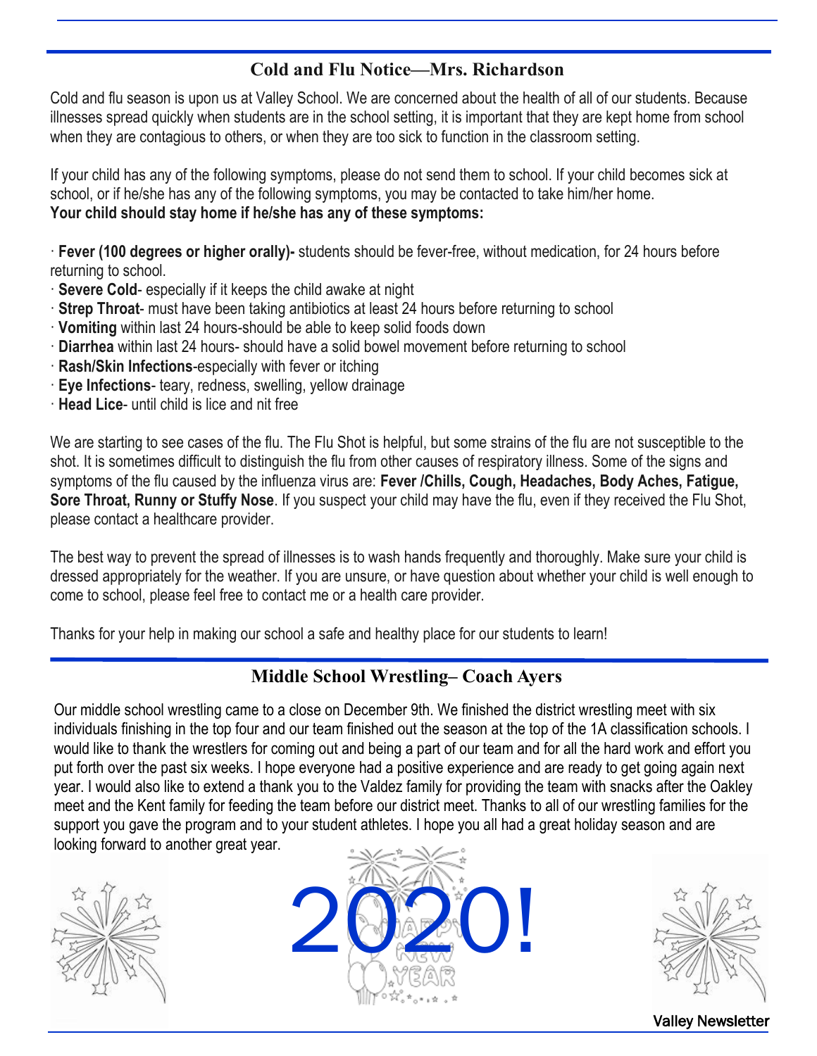## Cold and Flu Notice—Mrs. Richardson

Cold and flu season is upon us at Valley School. We are concerned about the health of all of our students. Because illnesses spread quickly when students are in the school setting, it is important that they are kept home from school when they are contagious to others, or when they are too sick to function in the classroom setting.

If your child has any of the following symptoms, please do not send them to school. If your child becomes sick at school, or if he/she has any of the following symptoms, you may be contacted to take him/her home.
**Your child should stay home if he/she has any of these symptoms:**

- **Fever (100 degrees or higher orally)-** students should be fever-free, without medication, for 24 hours before returning to school.
- **Severe Cold**- especially if it keeps the child awake at night
- **Strep Throat**- must have been taking antibiotics at least 24 hours before returning to school
- **Vomiting** within last 24 hours-should be able to keep solid foods down
- **Diarrhea** within last 24 hours- should have a solid bowel movement before returning to school
- **Rash/Skin Infections**-especially with fever or itching
- **Eye Infections**- teary, redness, swelling, yellow drainage
- **Head Lice**- until child is lice and nit free

We are starting to see cases of the flu. The Flu Shot is helpful, but some strains of the flu are not susceptible to the shot. It is sometimes difficult to distinguish the flu from other causes of respiratory illness. Some of the signs and symptoms of the flu caused by the influenza virus are: **Fever /Chills, Cough, Headaches, Body Aches, Fatigue, Sore Throat, Runny or Stuffy Nose**. If you suspect your child may have the flu, even if they received the Flu Shot, please contact a healthcare provider.

The best way to prevent the spread of illnesses is to wash hands frequently and thoroughly. Make sure your child is dressed appropriately for the weather. If you are unsure, or have question about whether your child is well enough to come to school, please feel free to contact me or a health care provider.

Thanks for your help in making our school a safe and healthy place for our students to learn!

## Middle School Wrestling– Coach Ayers

Our middle school wrestling came to a close on December 9th. We finished the district wrestling meet with six individuals finishing in the top four and our team finished out the season at the top of the 1A classification schools. I would like to thank the wrestlers for coming out and being a part of our team and for all the hard work and effort you put forth over the past six weeks. I hope everyone had a positive experience and are ready to get going again next year. I would also like to extend a thank you to the Valdez family for providing the team with snacks after the Oakley meet and the Kent family for feeding the team before our district meet. Thanks to all of our wrestling families for the support you gave the program and to your student athletes. I hope you all had a great holiday season and are looking forward to another great year.

2020!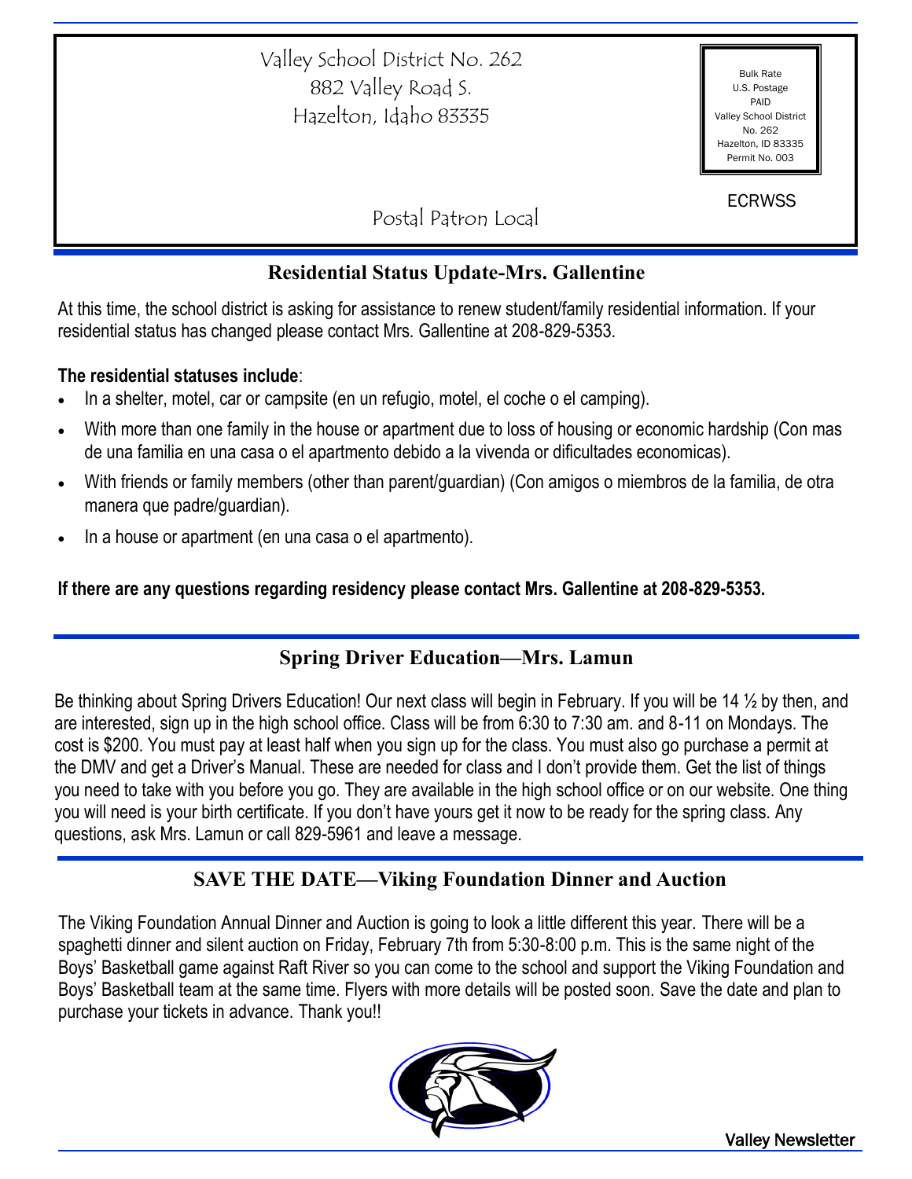Valley School District No. 262
882 Valley Road S.
Hazelton, Idaho 83335

Bulk Rate
U.S. Postage
PAID
Valley School District
No. 262
Hazelton, ID 83335
Permit No. 003

ECRWSS

Postal Patron Local

## Residential Status Update-Mrs. Gallentine

At this time, the school district is asking for assistance to renew student/family residential information. If your residential status has changed please contact Mrs. Gallentine at 208-829-5353.

**The residential statuses include**:

- In a shelter, motel, car or campsite (en un refugio, motel, el coche o el camping).
- With more than one family in the house or apartment due to loss of housing or economic hardship (Con mas de una familia en una casa o el apartmento debido a la vivenda or dificultades economicas).
- With friends or family members (other than parent/guardian) (Con amigos o miembros de la familia, de otra manera que padre/guardian).
- In a house or apartment (en una casa o el apartmento).

**If there are any questions regarding residency please contact Mrs. Gallentine at 208-829-5353.**

## Spring Driver Education—Mrs. Lamun

Be thinking about Spring Drivers Education! Our next class will begin in February. If you will be 14 ½ by then, and are interested, sign up in the high school office. Class will be from 6:30 to 7:30 am. and 8-11 on Mondays. The cost is $200. You must pay at least half when you sign up for the class. You must also go purchase a permit at the DMV and get a Driver's Manual. These are needed for class and I don't provide them. Get the list of things you need to take with you before you go. They are available in the high school office or on our website. One thing you will need is your birth certificate. If you don't have yours get it now to be ready for the spring class. Any questions, ask Mrs. Lamun or call 829-5961 and leave a message.

## SAVE THE DATE—Viking Foundation Dinner and Auction

The Viking Foundation Annual Dinner and Auction is going to look a little different this year. There will be a spaghetti dinner and silent auction on Friday, February 7th from 5:30-8:00 p.m. This is the same night of the Boys' Basketball game against Raft River so you can come to the school and support the Viking Foundation and Boys' Basketball team at the same time. Flyers with more details will be posted soon. Save the date and plan to purchase your tickets in advance. Thank you!!